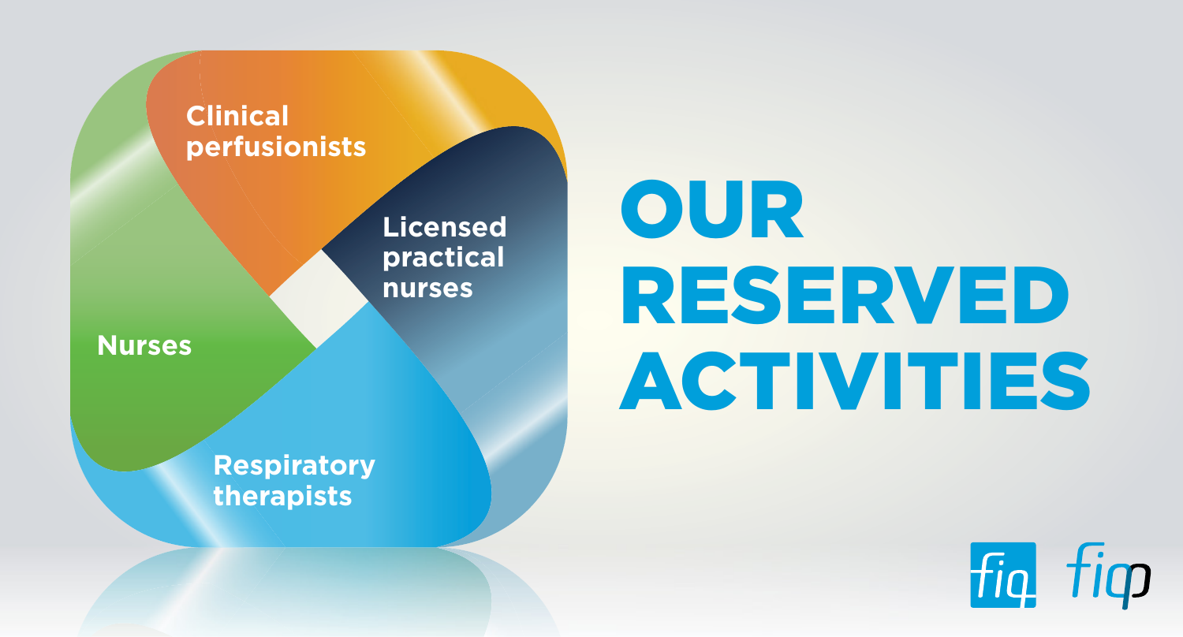# OUR RESERVED ACTIVITIES

Clinical perfusionists

Licensed practical nurses

Nurses

Respiratory therapists

fiq fiqp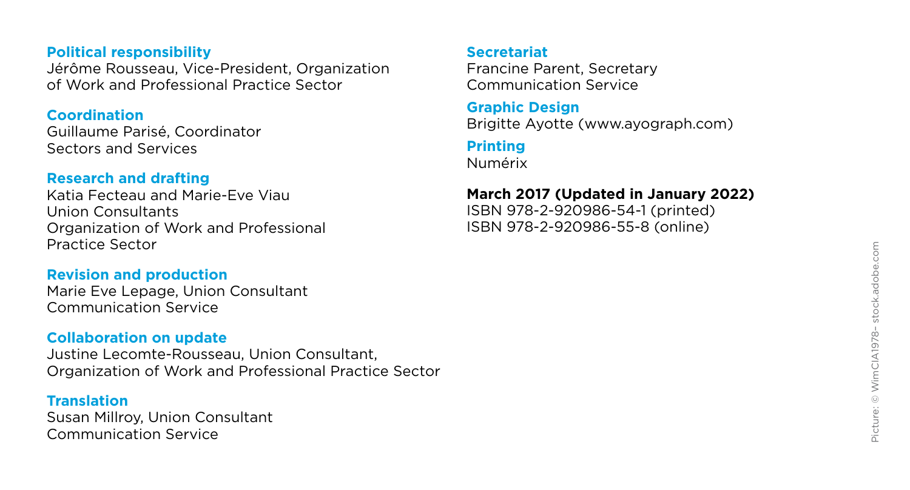**Political responsibility**
Jérôme Rousseau, Vice-President, Organization of Work and Professional Practice Sector

**Coordination**
Guillaume Parisé, Coordinator
Sectors and Services

**Research and drafting**
Katia Fecteau and Marie-Eve Viau
Union Consultants
Organization of Work and Professional Practice Sector

**Revision and production**
Marie Eve Lepage, Union Consultant
Communication Service

**Collaboration on update**
Justine Lecomte-Rousseau, Union Consultant,
Organization of Work and Professional Practice Sector

**Translation**
Susan Millroy, Union Consultant
Communication Service

**Secretariat**
Francine Parent, Secretary
Communication Service

**Graphic Design**
Brigitte Ayotte (www.ayograph.com)

**Printing**
Numérix

**March 2017 (Updated in January 2022)**
ISBN 978-2-920986-54-1 (printed)
ISBN 978-2-920986-55-8 (online)

Picture: © WimCIA1978– stock.adobe.com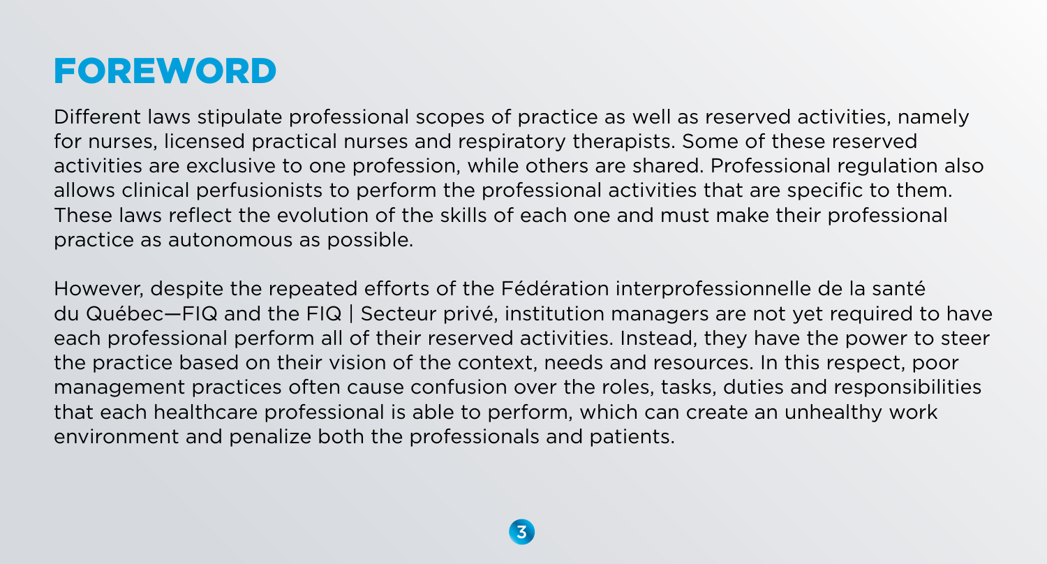# FOREWORD

Different laws stipulate professional scopes of practice as well as reserved activities, namely for nurses, licensed practical nurses and respiratory therapists. Some of these reserved activities are exclusive to one profession, while others are shared. Professional regulation also allows clinical perfusionists to perform the professional activities that are specific to them. These laws reflect the evolution of the skills of each one and must make their professional practice as autonomous as possible.

However, despite the repeated efforts of the Fédération interprofessionnelle de la santé du Québec—FIQ and the FIQ | Secteur privé, institution managers are not yet required to have each professional perform all of their reserved activities. Instead, they have the power to steer the practice based on their vision of the context, needs and resources. In this respect, poor management practices often cause confusion over the roles, tasks, duties and responsibilities that each healthcare professional is able to perform, which can create an unhealthy work environment and penalize both the professionals and patients.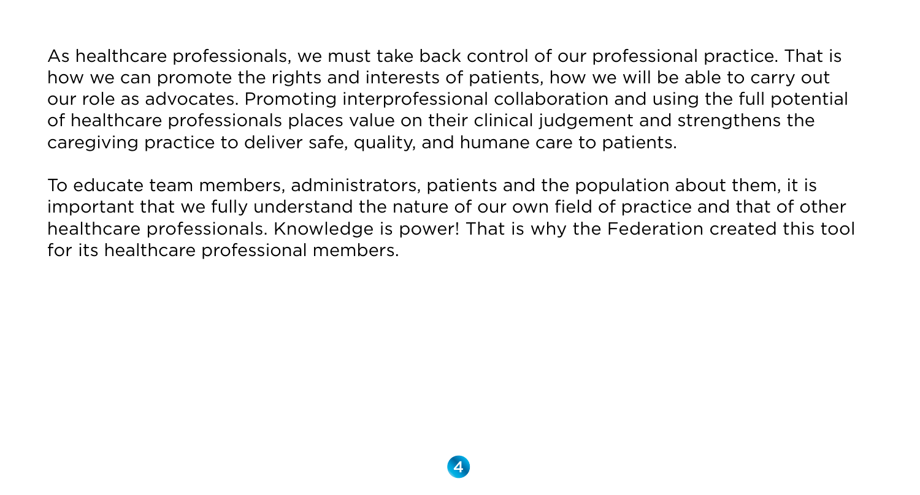As healthcare professionals, we must take back control of our professional practice. That is how we can promote the rights and interests of patients, how we will be able to carry out our role as advocates. Promoting interprofessional collaboration and using the full potential of healthcare professionals places value on their clinical judgement and strengthens the caregiving practice to deliver safe, quality, and humane care to patients.

To educate team members, administrators, patients and the population about them, it is important that we fully understand the nature of our own field of practice and that of other healthcare professionals. Knowledge is power! That is why the Federation created this tool for its healthcare professional members.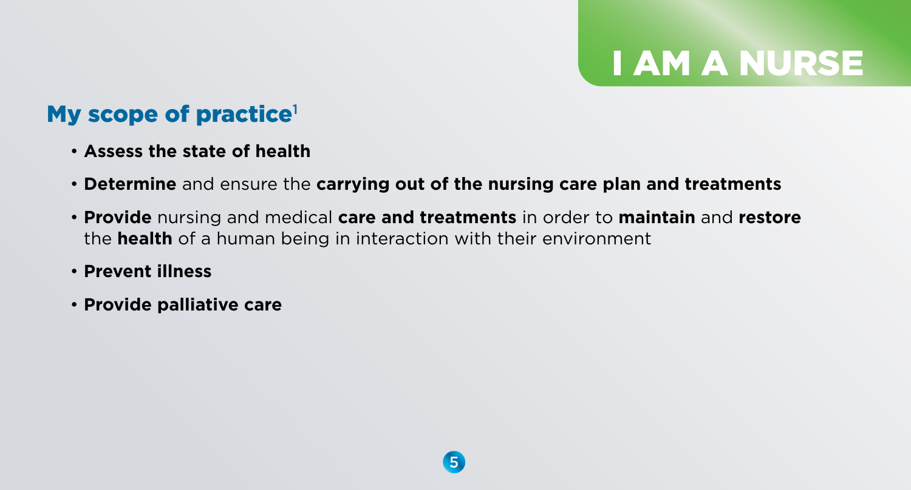# I AM A NURSE

## My scope of practice[1]

- **Assess the state of health**
- **Determine** and ensure the **carrying out of the nursing care plan and treatments**
- **Provide** nursing and medical **care and treatments** in order to **maintain** and **restore** the **health** of a human being in interaction with their environment
- **Prevent illness**
- **Provide palliative care**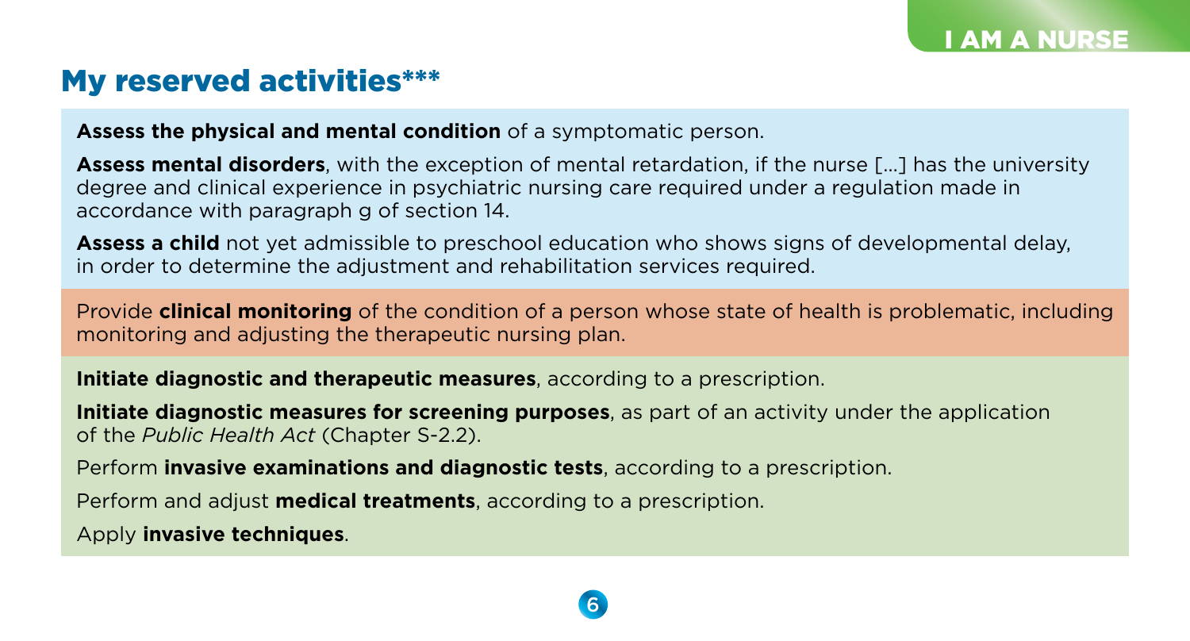## My reserved activities***

**Assess the physical and mental condition** of a symptomatic person.

**Assess mental disorders**, with the exception of mental retardation, if the nurse [...] has the university degree and clinical experience in psychiatric nursing care required under a regulation made in accordance with paragraph g of section 14.

**Assess a child** not yet admissible to preschool education who shows signs of developmental delay, in order to determine the adjustment and rehabilitation services required.

Provide **clinical monitoring** of the condition of a person whose state of health is problematic, including monitoring and adjusting the therapeutic nursing plan.

**Initiate diagnostic and therapeutic measures**, according to a prescription.

**Initiate diagnostic measures for screening purposes**, as part of an activity under the application of the *Public Health Act* (Chapter S-2.2).

Perform **invasive examinations and diagnostic tests**, according to a prescription.

Perform and adjust **medical treatments**, according to a prescription.

Apply **invasive techniques**.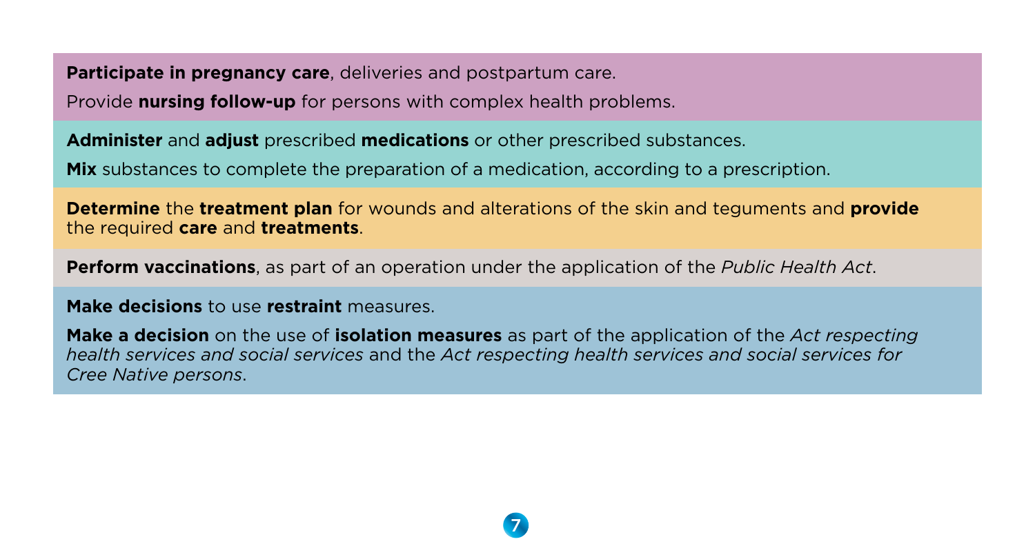**Participate in pregnancy care**, deliveries and postpartum care.

Provide **nursing follow-up** for persons with complex health problems.

**Administer** and **adjust** prescribed **medications** or other prescribed substances.

**Mix** substances to complete the preparation of a medication, according to a prescription.

**Determine** the **treatment plan** for wounds and alterations of the skin and teguments and **provide** the required **care** and **treatments**.

**Perform vaccinations**, as part of an operation under the application of the *Public Health Act*.

**Make decisions** to use **restraint** measures.

**Make a decision** on the use of **isolation measures** as part of the application of the *Act respecting health services and social services* and the *Act respecting health services and social services for Cree Native persons*.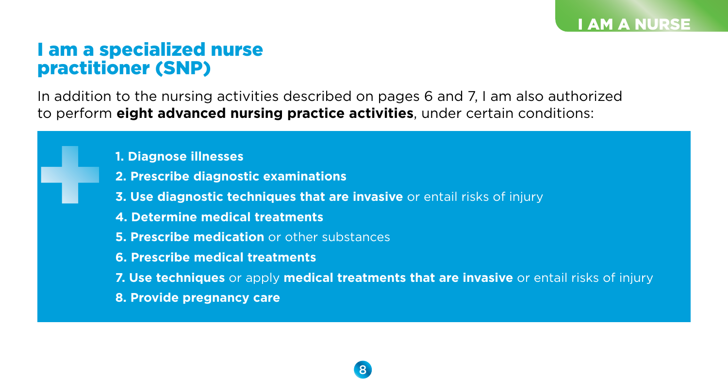## I am a specialized nurse practitioner (SNP)

In addition to the nursing activities described on pages 6 and 7, I am also authorized to perform **eight advanced nursing practice activities**, under certain conditions:

1. **Diagnose illnesses**
2. **Prescribe diagnostic examinations**
3. **Use diagnostic techniques that are invasive** or entail risks of injury
4. **Determine medical treatments**
5. **Prescribe medication** or other substances
6. **Prescribe medical treatments**
7. **Use techniques** or apply **medical treatments that are invasive** or entail risks of injury
8. **Provide pregnancy care**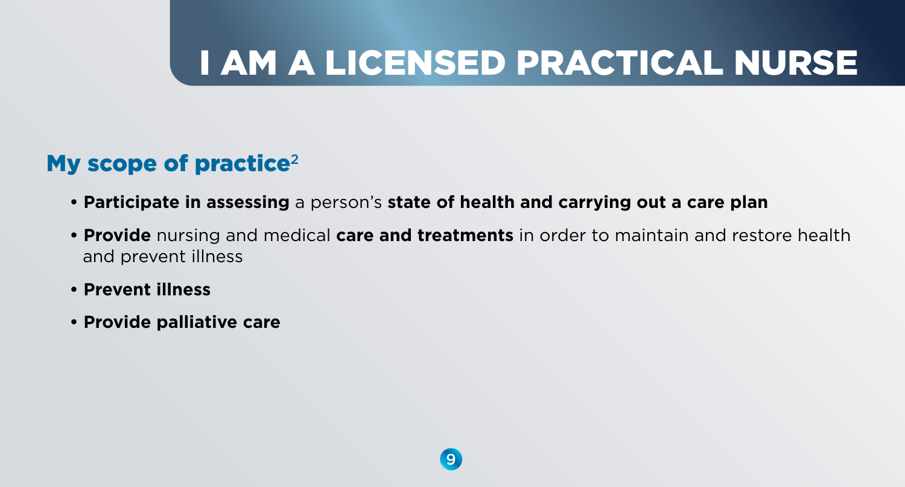# I AM A LICENSED PRACTICAL NURSE

## My scope of practice[2]

- **Participate in assessing** a person's **state of health and carrying out a care plan**
- **Provide** nursing and medical **care and treatments** in order to maintain and restore health and prevent illness
- **Prevent illness**
- **Provide palliative care**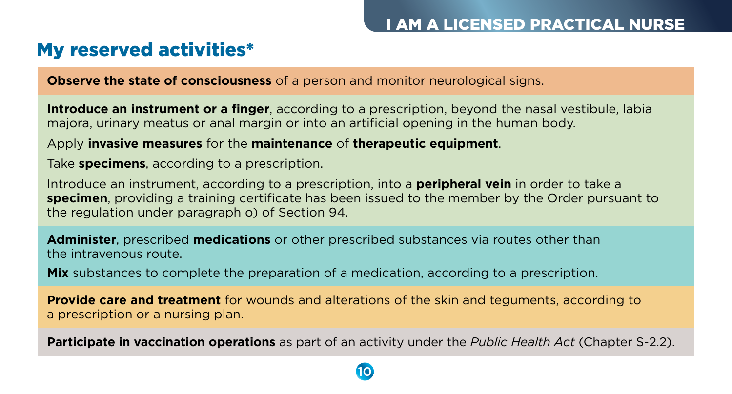## My reserved activities*

**Observe the state of consciousness** of a person and monitor neurological signs.

**Introduce an instrument or a finger**, according to a prescription, beyond the nasal vestibule, labia majora, urinary meatus or anal margin or into an artificial opening in the human body.

Apply **invasive measures** for the **maintenance** of **therapeutic equipment**.

Take **specimens**, according to a prescription.

Introduce an instrument, according to a prescription, into a **peripheral vein** in order to take a **specimen**, providing a training certificate has been issued to the member by the Order pursuant to the regulation under paragraph o) of Section 94.

**Administer**, prescribed **medications** or other prescribed substances via routes other than the intravenous route.

**Mix** substances to complete the preparation of a medication, according to a prescription.

**Provide care and treatment** for wounds and alterations of the skin and teguments, according to a prescription or a nursing plan.

**Participate in vaccination operations** as part of an activity under the *Public Health Act* (Chapter S-2.2).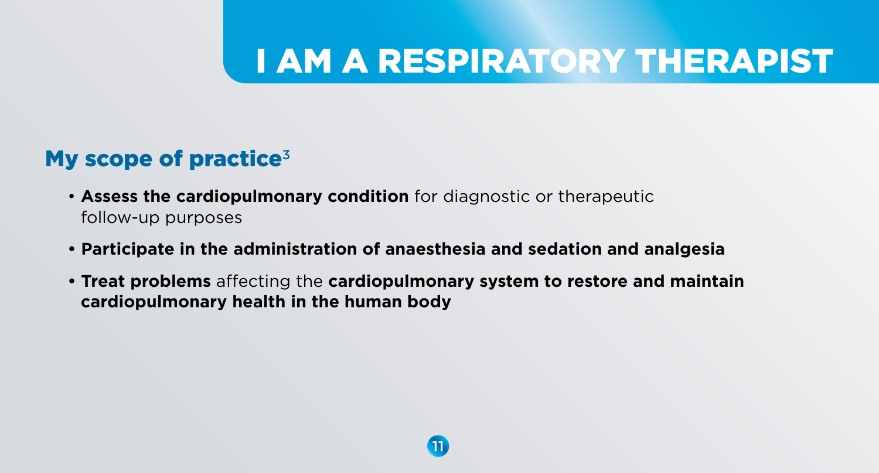# I AM A RESPIRATORY THERAPIST

## My scope of practice[3]

- **Assess the cardiopulmonary condition** for diagnostic or therapeutic follow-up purposes
- **Participate in the administration of anaesthesia and sedation and analgesia**
- **Treat problems** affecting the **cardiopulmonary system to restore and maintain cardiopulmonary health in the human body**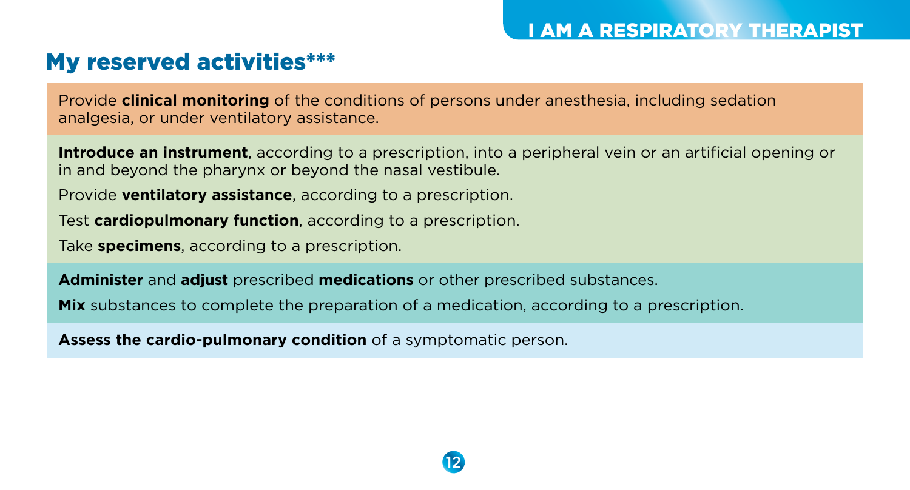## My reserved activities***

Provide **clinical monitoring** of the conditions of persons under anesthesia, including sedation analgesia, or under ventilatory assistance.

**Introduce an instrument**, according to a prescription, into a peripheral vein or an artificial opening or in and beyond the pharynx or beyond the nasal vestibule.

Provide **ventilatory assistance**, according to a prescription.

Test **cardiopulmonary function**, according to a prescription.

Take **specimens**, according to a prescription.

**Administer** and **adjust** prescribed **medications** or other prescribed substances.

**Mix** substances to complete the preparation of a medication, according to a prescription.

**Assess the cardio-pulmonary condition** of a symptomatic person.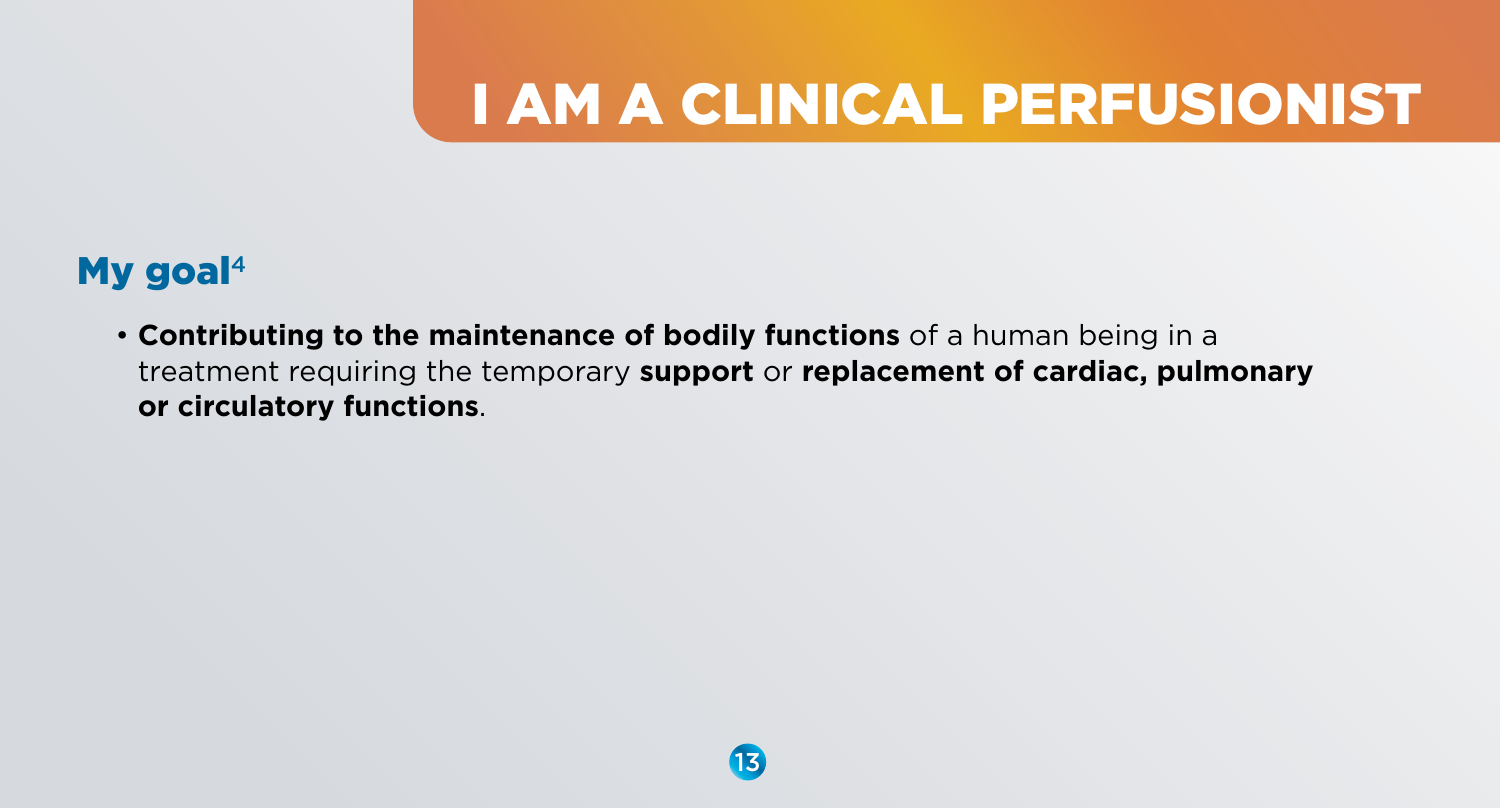# I AM A CLINICAL PERFUSIONIST

## My goal[4]

- **Contributing to the maintenance of bodily functions** of a human being in a treatment requiring the temporary **support** or **replacement of cardiac, pulmonary or circulatory functions**.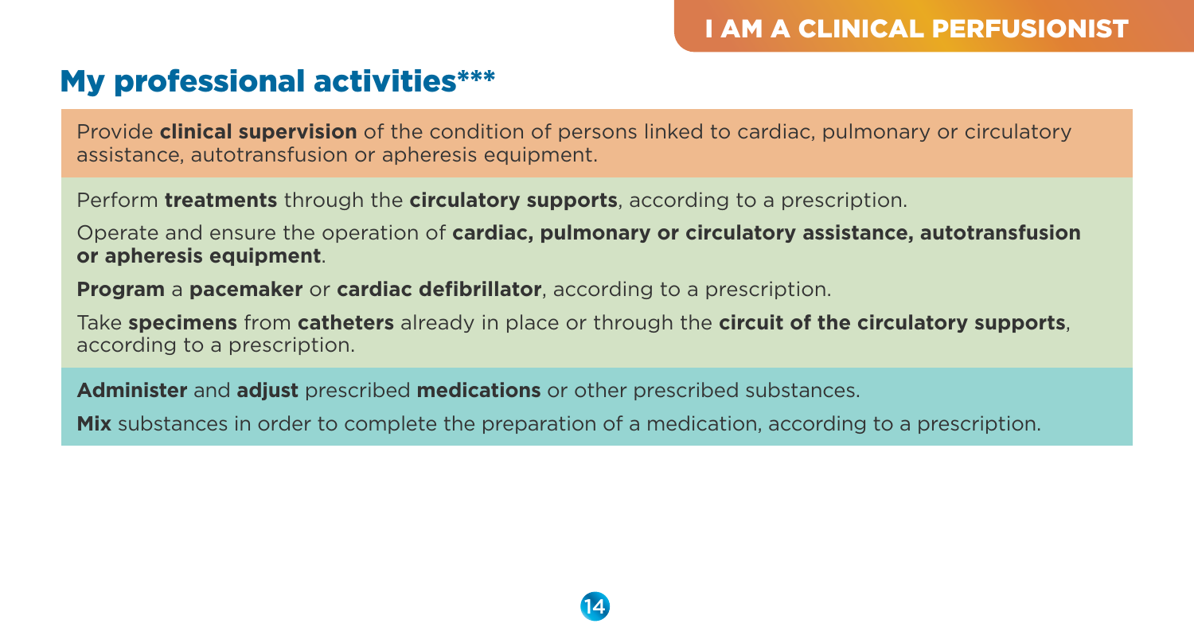## My professional activities***

Provide **clinical supervision** of the condition of persons linked to cardiac, pulmonary or circulatory assistance, autotransfusion or apheresis equipment.

Perform **treatments** through the **circulatory supports**, according to a prescription.

Operate and ensure the operation of **cardiac, pulmonary or circulatory assistance, autotransfusion or apheresis equipment**.

**Program** a **pacemaker** or **cardiac defibrillator**, according to a prescription.

Take **specimens** from **catheters** already in place or through the **circuit of the circulatory supports**, according to a prescription.

**Administer** and **adjust** prescribed **medications** or other prescribed substances.

**Mix** substances in order to complete the preparation of a medication, according to a prescription.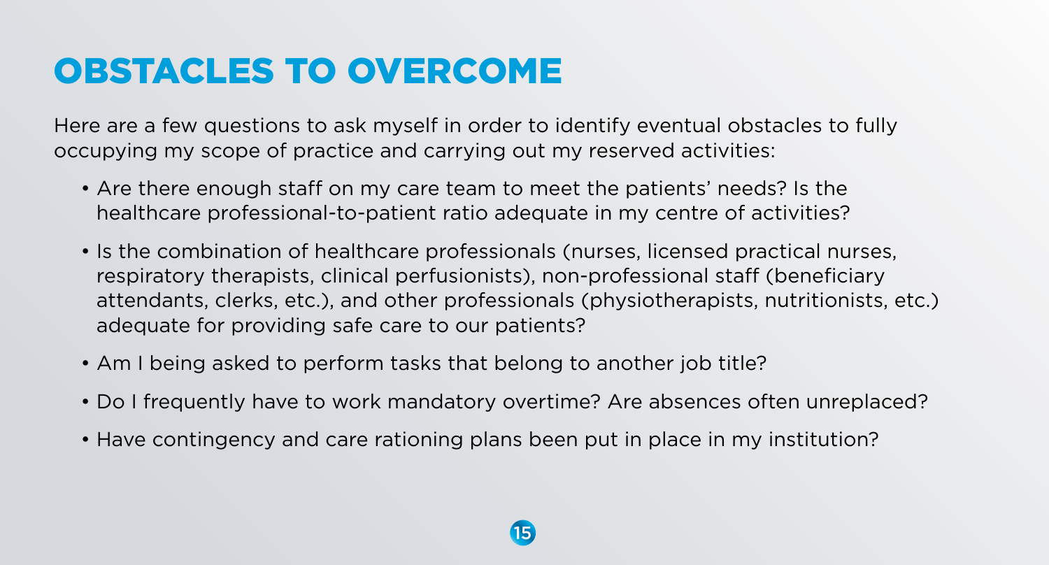# OBSTACLES TO OVERCOME

Here are a few questions to ask myself in order to identify eventual obstacles to fully occupying my scope of practice and carrying out my reserved activities:

- Are there enough staff on my care team to meet the patients' needs? Is the healthcare professional-to-patient ratio adequate in my centre of activities?
- Is the combination of healthcare professionals (nurses, licensed practical nurses, respiratory therapists, clinical perfusionists), non-professional staff (beneficiary attendants, clerks, etc.), and other professionals (physiotherapists, nutritionists, etc.) adequate for providing safe care to our patients?
- Am I being asked to perform tasks that belong to another job title?
- Do I frequently have to work mandatory overtime? Are absences often unreplaced?
- Have contingency and care rationing plans been put in place in my institution?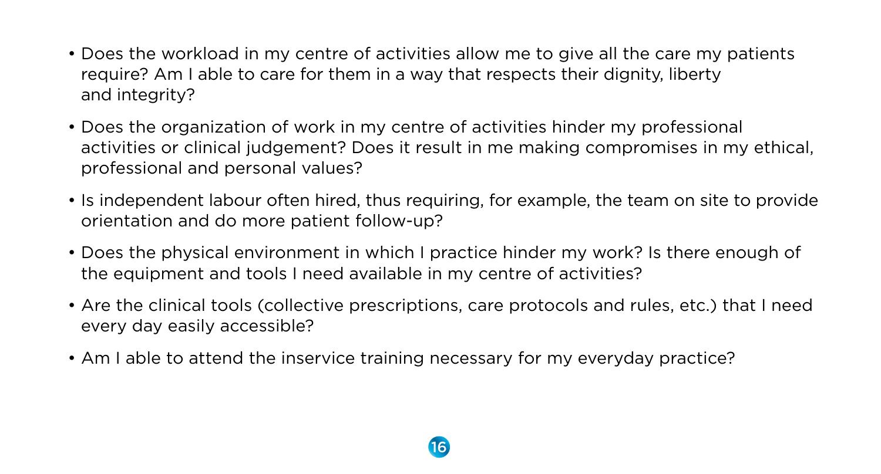- Does the workload in my centre of activities allow me to give all the care my patients require? Am I able to care for them in a way that respects their dignity, liberty and integrity?
- Does the organization of work in my centre of activities hinder my professional activities or clinical judgement? Does it result in me making compromises in my ethical, professional and personal values?
- Is independent labour often hired, thus requiring, for example, the team on site to provide orientation and do more patient follow-up?
- Does the physical environment in which I practice hinder my work? Is there enough of the equipment and tools I need available in my centre of activities?
- Are the clinical tools (collective prescriptions, care protocols and rules, etc.) that I need every day easily accessible?
- Am I able to attend the inservice training necessary for my everyday practice?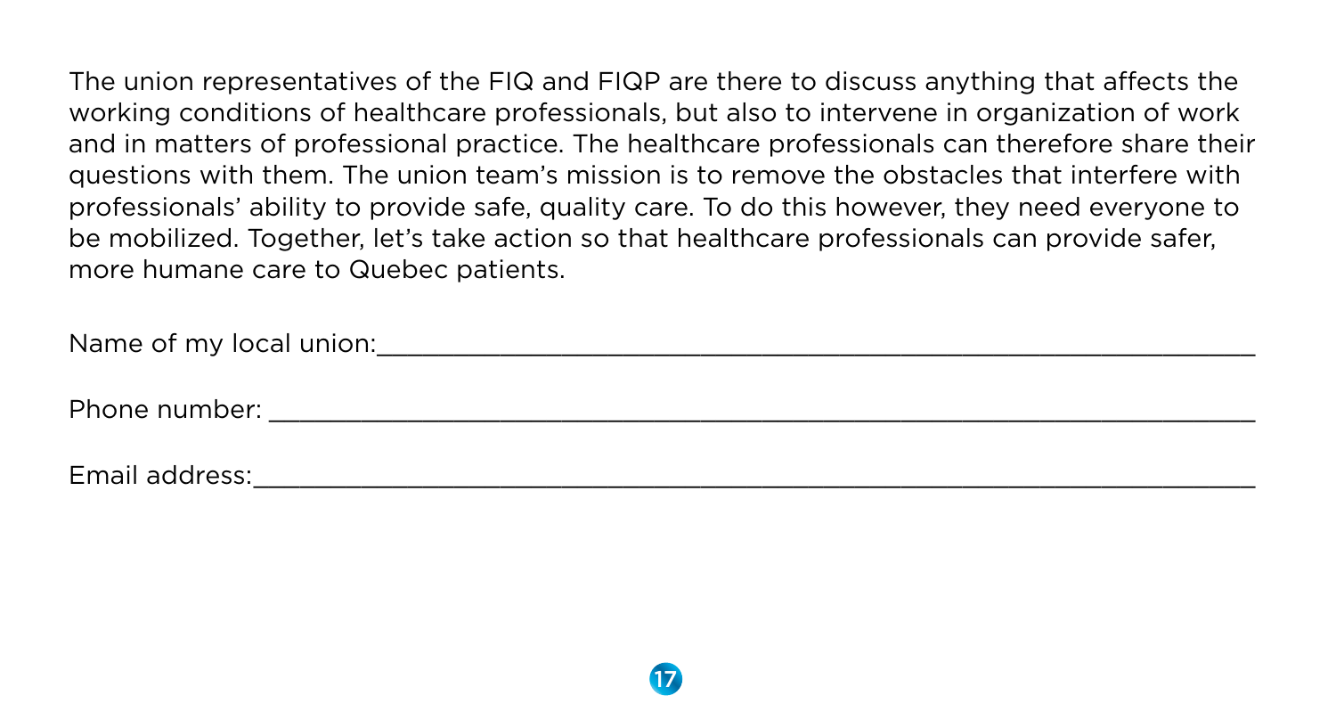The union representatives of the FIQ and FIQP are there to discuss anything that affects the working conditions of healthcare professionals, but also to intervene in organization of work and in matters of professional practice. The healthcare professionals can therefore share their questions with them. The union team's mission is to remove the obstacles that interfere with professionals' ability to provide safe, quality care. To do this however, they need everyone to be mobilized. Together, let's take action so that healthcare professionals can provide safer, more humane care to Quebec patients.

Name of my local union:_______________________________________________

Phone number: _______________________________________________

Email address:_______________________________________________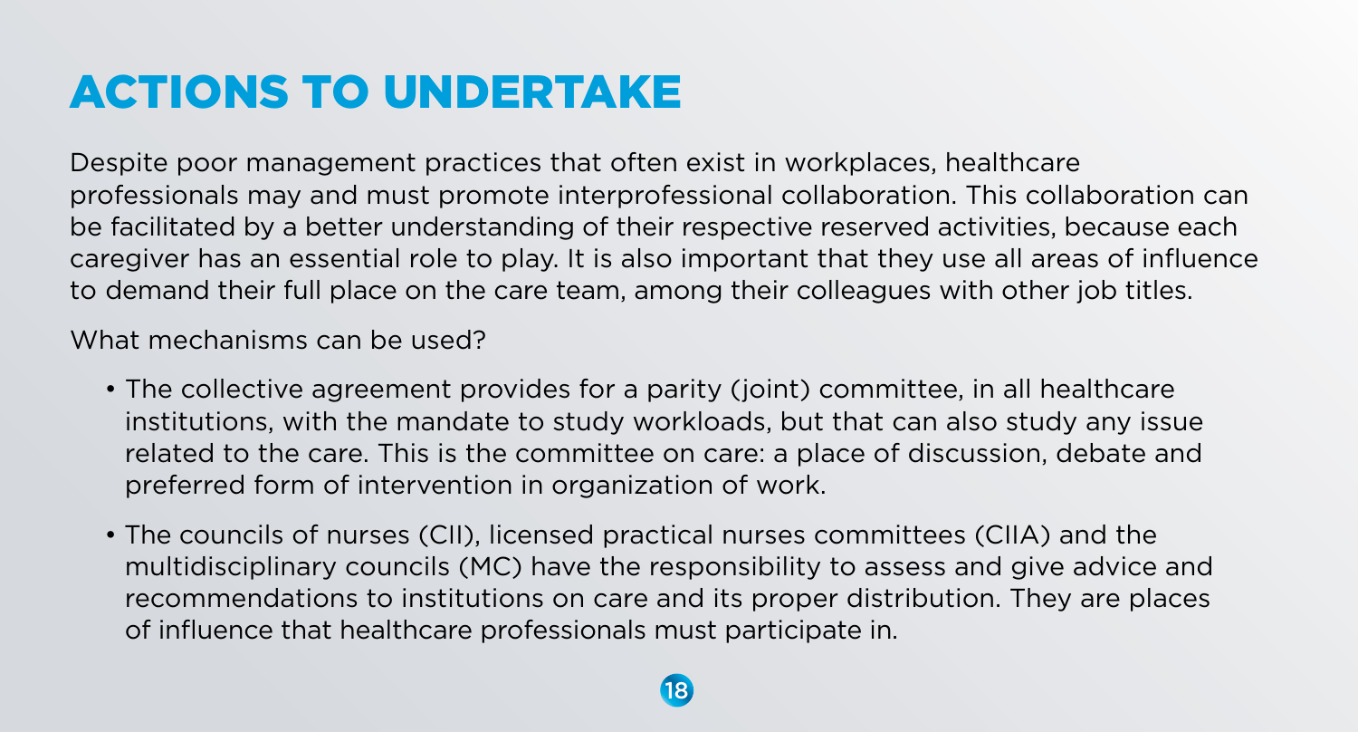# ACTIONS TO UNDERTAKE

Despite poor management practices that often exist in workplaces, healthcare professionals may and must promote interprofessional collaboration. This collaboration can be facilitated by a better understanding of their respective reserved activities, because each caregiver has an essential role to play. It is also important that they use all areas of influence to demand their full place on the care team, among their colleagues with other job titles.

What mechanisms can be used?

- The collective agreement provides for a parity (joint) committee, in all healthcare institutions, with the mandate to study workloads, but that can also study any issue related to the care. This is the committee on care: a place of discussion, debate and preferred form of intervention in organization of work.
- The councils of nurses (CII), licensed practical nurses committees (CIIA) and the multidisciplinary councils (MC) have the responsibility to assess and give advice and recommendations to institutions on care and its proper distribution. They are places of influence that healthcare professionals must participate in.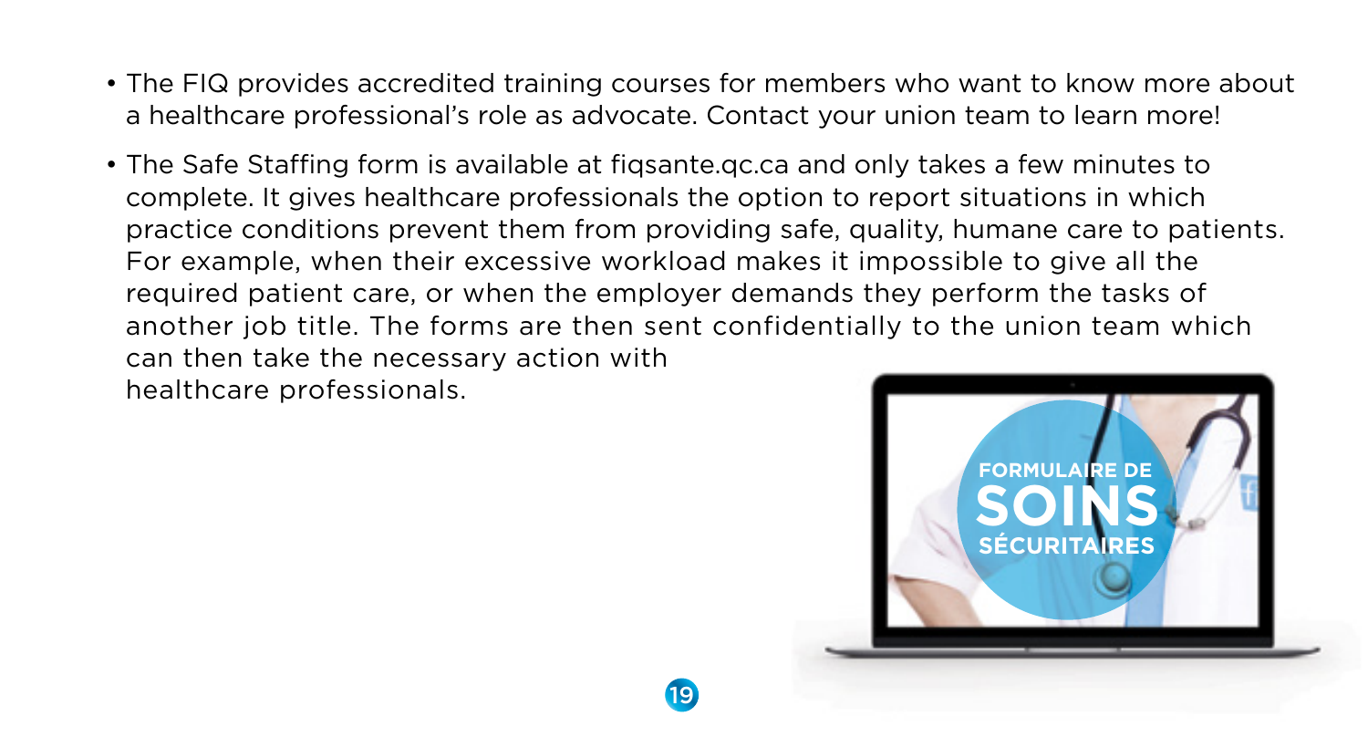- The FIQ provides accredited training courses for members who want to know more about a healthcare professional's role as advocate. Contact your union team to learn more!
- The Safe Staffing form is available at fiqsante.qc.ca and only takes a few minutes to complete. It gives healthcare professionals the option to report situations in which practice conditions prevent them from providing safe, quality, humane care to patients. For example, when their excessive workload makes it impossible to give all the required patient care, or when the employer demands they perform the tasks of another job title. The forms are then sent confidentially to the union team which can then take the necessary action with healthcare professionals.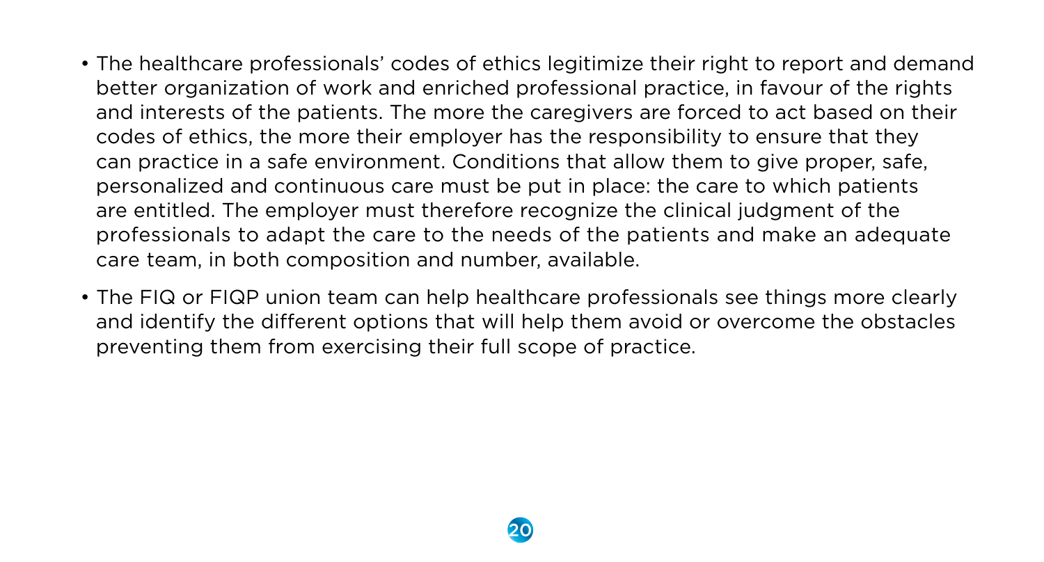- The healthcare professionals' codes of ethics legitimize their right to report and demand better organization of work and enriched professional practice, in favour of the rights and interests of the patients. The more the caregivers are forced to act based on their codes of ethics, the more their employer has the responsibility to ensure that they can practice in a safe environment. Conditions that allow them to give proper, safe, personalized and continuous care must be put in place: the care to which patients are entitled. The employer must therefore recognize the clinical judgment of the professionals to adapt the care to the needs of the patients and make an adequate care team, in both composition and number, available.
- The FIQ or FIQP union team can help healthcare professionals see things more clearly and identify the different options that will help them avoid or overcome the obstacles preventing them from exercising their full scope of practice.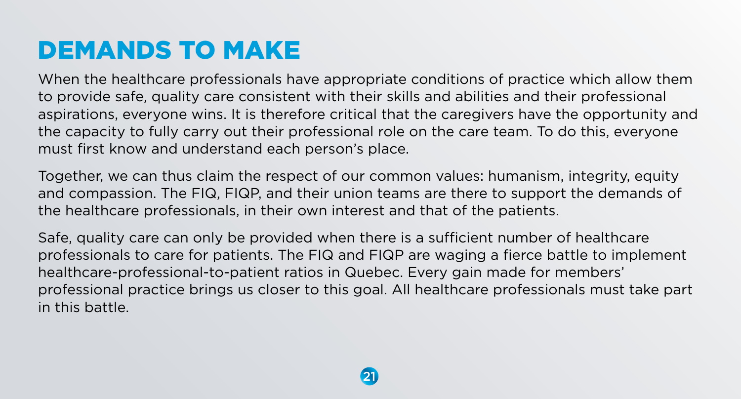# DEMANDS TO MAKE

When the healthcare professionals have appropriate conditions of practice which allow them to provide safe, quality care consistent with their skills and abilities and their professional aspirations, everyone wins. It is therefore critical that the caregivers have the opportunity and the capacity to fully carry out their professional role on the care team. To do this, everyone must first know and understand each person's place.

Together, we can thus claim the respect of our common values: humanism, integrity, equity and compassion. The FIQ, FIQP, and their union teams are there to support the demands of the healthcare professionals, in their own interest and that of the patients.

Safe, quality care can only be provided when there is a sufficient number of healthcare professionals to care for patients. The FIQ and FIQP are waging a fierce battle to implement healthcare-professional-to-patient ratios in Quebec. Every gain made for members' professional practice brings us closer to this goal. All healthcare professionals must take part in this battle.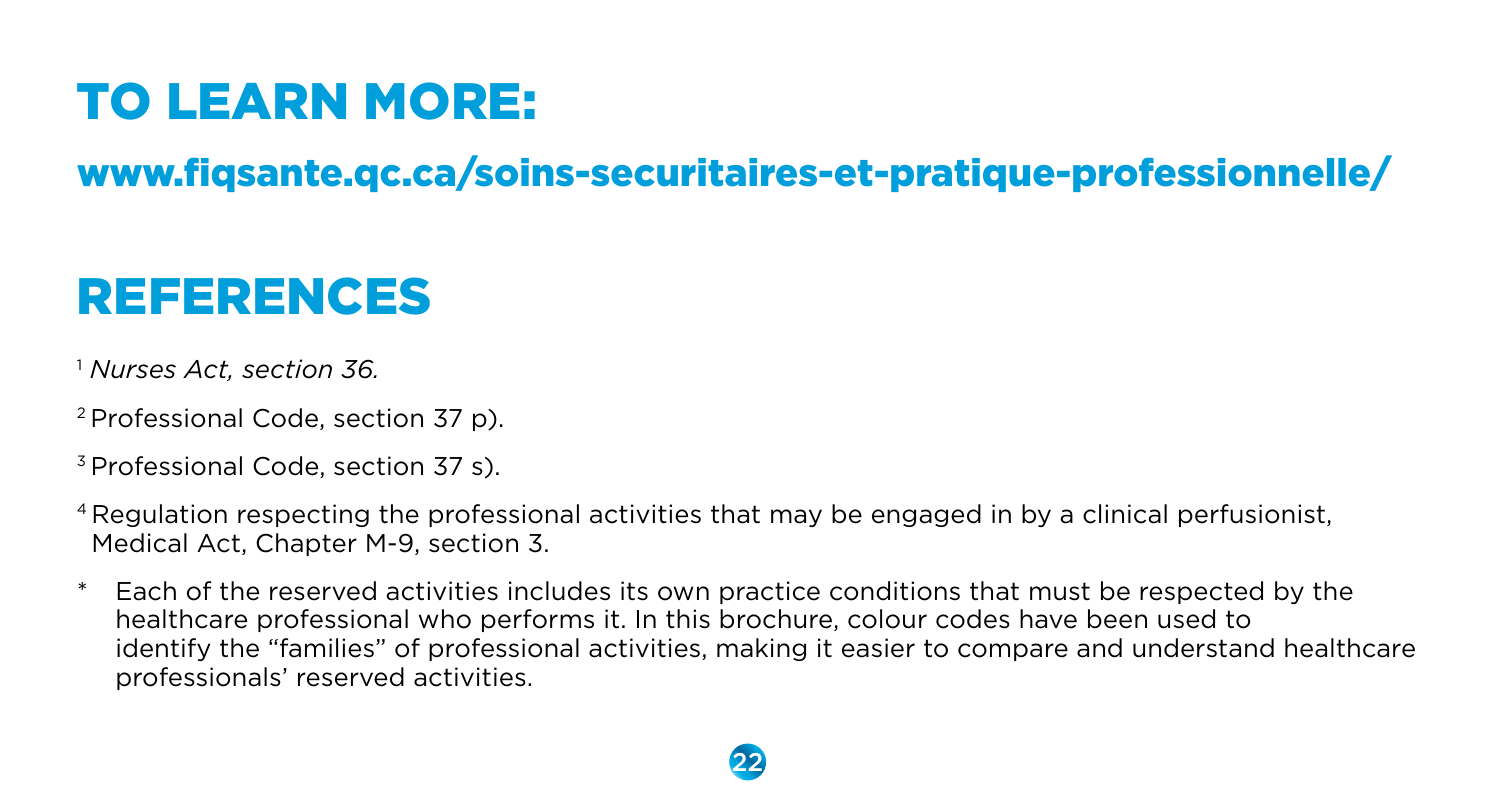# TO LEARN MORE:

## www.fiqsante.qc.ca/soins-securitaires-et-pratique-professionnelle/

# REFERENCES

[1] *Nurses Act, section 36.*

[2] Professional Code, section 37 p).

[3] Professional Code, section 37 s).

[4] Regulation respecting the professional activities that may be engaged in by a clinical perfusionist, Medical Act, Chapter M-9, section 3.

\* Each of the reserved activities includes its own practice conditions that must be respected by the healthcare professional who performs it. In this brochure, colour codes have been used to identify the "families" of professional activities, making it easier to compare and understand healthcare professionals' reserved activities.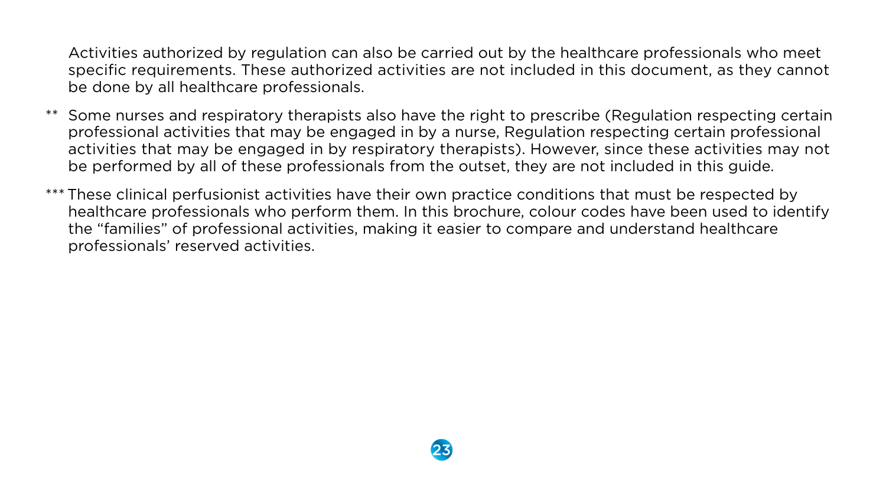Activities authorized by regulation can also be carried out by the healthcare professionals who meet specific requirements. These authorized activities are not included in this document, as they cannot be done by all healthcare professionals.

** Some nurses and respiratory therapists also have the right to prescribe (Regulation respecting certain professional activities that may be engaged in by a nurse, Regulation respecting certain professional activities that may be engaged in by respiratory therapists). However, since these activities may not be performed by all of these professionals from the outset, they are not included in this guide.

*** These clinical perfusionist activities have their own practice conditions that must be respected by healthcare professionals who perform them. In this brochure, colour codes have been used to identify the "families" of professional activities, making it easier to compare and understand healthcare professionals' reserved activities.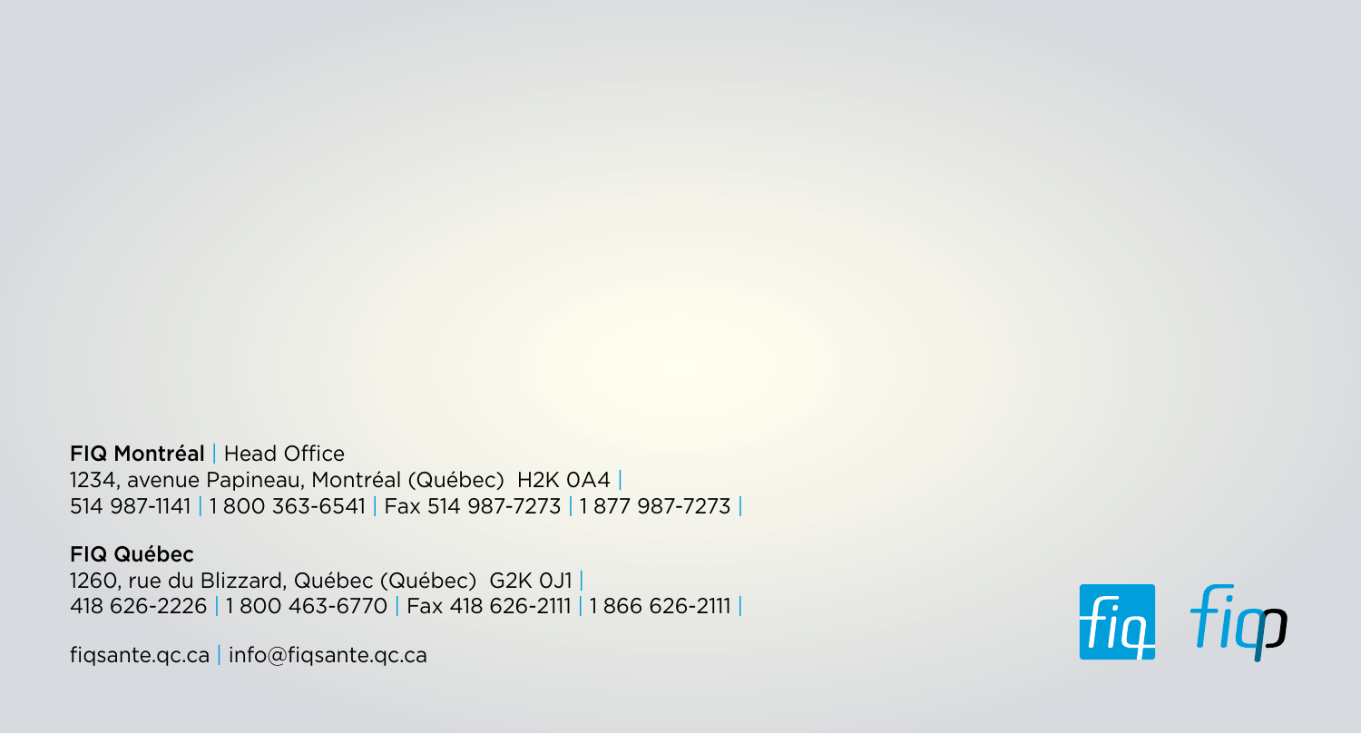**FIQ Montréal** | Head Office
1234, avenue Papineau, Montréal (Québec) H2K 0A4 |
514 987-1141 | 1 800 363-6541 | Fax 514 987-7273 | 1 877 987-7273 |

**FIQ Québec**
1260, rue du Blizzard, Québec (Québec) G2K 0J1 |
418 626-2226 | 1 800 463-6770 | Fax 418 626-2111 | 1 866 626-2111 |

fiqsante.qc.ca | info@fiqsante.qc.ca